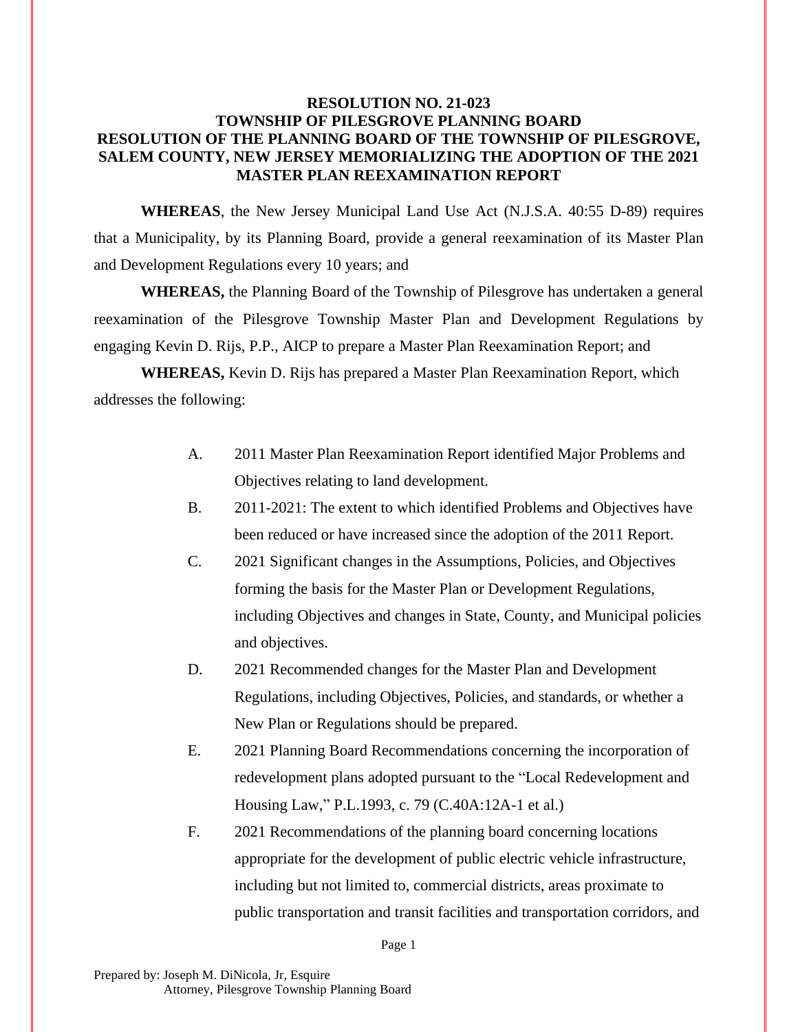**RESOLUTION NO. 21-023**
**TOWNSHIP OF PILESGROVE PLANNING BOARD**
**RESOLUTION OF THE PLANNING BOARD OF THE TOWNSHIP OF PILESGROVE, SALEM COUNTY, NEW JERSEY MEMORIALIZING THE ADOPTION OF THE 2021 MASTER PLAN REEXAMINATION REPORT**

**WHEREAS**, the New Jersey Municipal Land Use Act (N.J.S.A. 40:55 D-89) requires that a Municipality, by its Planning Board, provide a general reexamination of its Master Plan and Development Regulations every 10 years; and

**WHEREAS,** the Planning Board of the Township of Pilesgrove has undertaken a general reexamination of the Pilesgrove Township Master Plan and Development Regulations by engaging Kevin D. Rijs, P.P., AICP to prepare a Master Plan Reexamination Report; and

**WHEREAS,** Kevin D. Rijs has prepared a Master Plan Reexamination Report, which addresses the following:

A. 2011 Master Plan Reexamination Report identified Major Problems and Objectives relating to land development.

B. 2011-2021: The extent to which identified Problems and Objectives have been reduced or have increased since the adoption of the 2011 Report.

C. 2021 Significant changes in the Assumptions, Policies, and Objectives forming the basis for the Master Plan or Development Regulations, including Objectives and changes in State, County, and Municipal policies and objectives.

D. 2021 Recommended changes for the Master Plan and Development Regulations, including Objectives, Policies, and standards, or whether a New Plan or Regulations should be prepared.

E. 2021 Planning Board Recommendations concerning the incorporation of redevelopment plans adopted pursuant to the "Local Redevelopment and Housing Law," P.L.1993, c. 79 (C.40A:12A-1 et al.)

F. 2021 Recommendations of the planning board concerning locations appropriate for the development of public electric vehicle infrastructure, including but not limited to, commercial districts, areas proximate to public transportation and transit facilities and transportation corridors, and

Prepared by: Joseph M. DiNicola, Jr, Esquire
Attorney, Pilesgrove Township Planning Board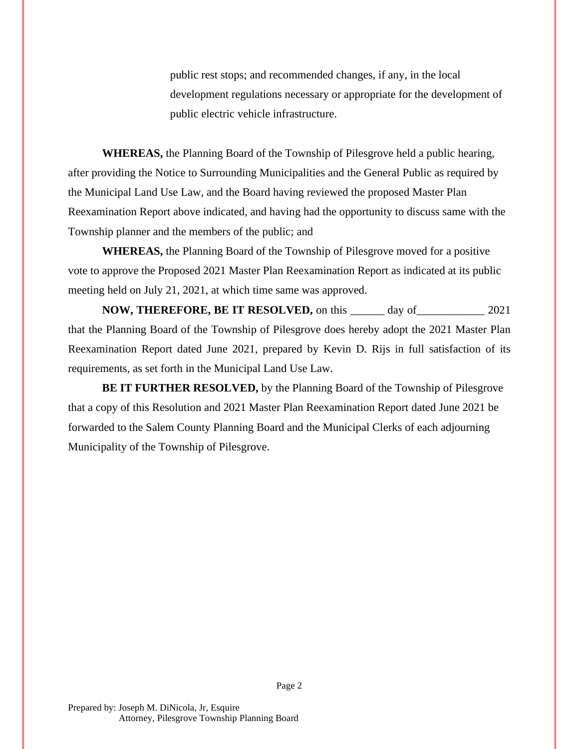public rest stops; and recommended changes, if any, in the local development regulations necessary or appropriate for the development of public electric vehicle infrastructure.

**WHEREAS,** the Planning Board of the Township of Pilesgrove held a public hearing, after providing the Notice to Surrounding Municipalities and the General Public as required by the Municipal Land Use Law, and the Board having reviewed the proposed Master Plan Reexamination Report above indicated, and having had the opportunity to discuss same with the Township planner and the members of the public; and

**WHEREAS,** the Planning Board of the Township of Pilesgrove moved for a positive vote to approve the Proposed 2021 Master Plan Reexamination Report as indicated at its public meeting held on July 21, 2021, at which time same was approved.

**NOW, THEREFORE, BE IT RESOLVED,** on this ______ day of____________ 2021 that the Planning Board of the Township of Pilesgrove does hereby adopt the 2021 Master Plan Reexamination Report dated June 2021, prepared by Kevin D. Rijs in full satisfaction of its requirements, as set forth in the Municipal Land Use Law.

**BE IT FURTHER RESOLVED,** by the Planning Board of the Township of Pilesgrove that a copy of this Resolution and 2021 Master Plan Reexamination Report dated June 2021 be forwarded to the Salem County Planning Board and the Municipal Clerks of each adjourning Municipality of the Township of Pilesgrove.

Prepared by: Joseph M. DiNicola, Jr, Esquire
Attorney, Pilesgrove Township Planning Board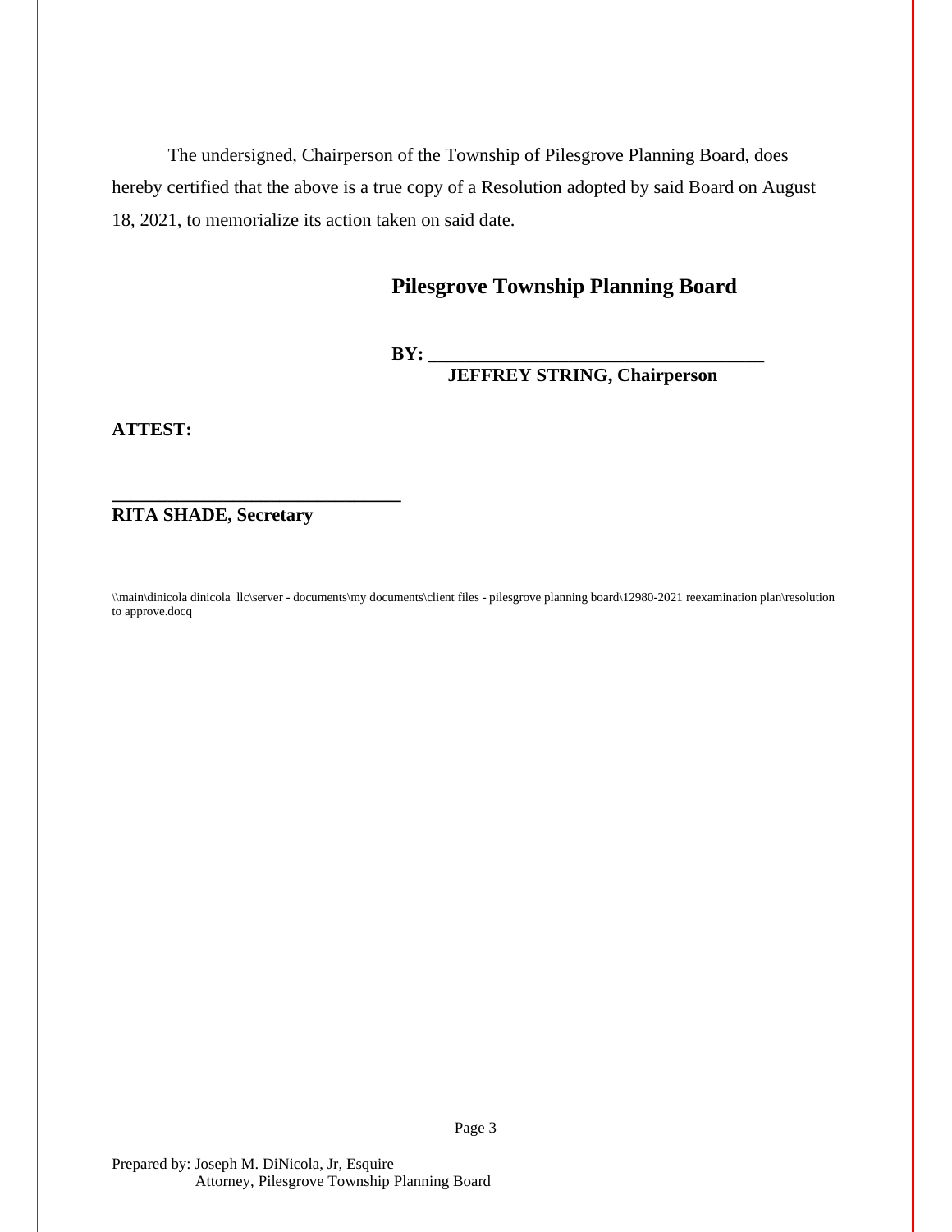The undersigned, Chairperson of the Township of Pilesgrove Planning Board, does hereby certified that the above is a true copy of a Resolution adopted by said Board on August 18, 2021, to memorialize its action taken on said date.

**Pilesgrove Township Planning Board**

**BY: ____________________________________**
**JEFFREY STRING, Chairperson**

**ATTEST:**

**_______________________________**
**RITA SHADE, Secretary**

\\main\dinicola dinicola llc\server - documents\my documents\client files - pilesgrove planning board\12980-2021 reexamination plan\resolution to approve.docq

Prepared by: Joseph M. DiNicola, Jr, Esquire
Attorney, Pilesgrove Township Planning Board